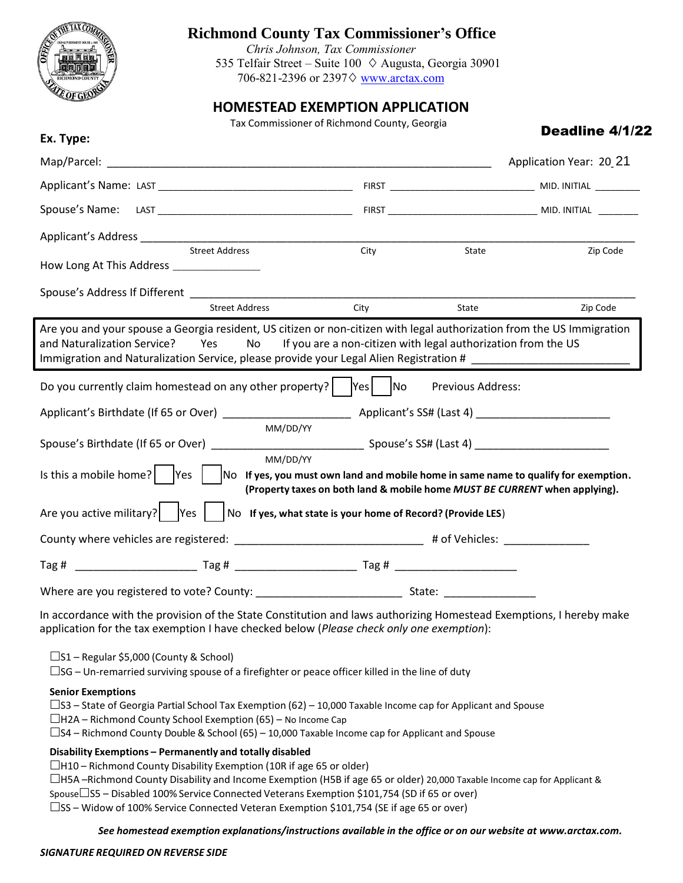# Richmond County Tax Commissioner's Office

*Chris Johnson, Tax Commissioner*
535 Telfair Street – Suite 100 ◊ Augusta, Georgia 30901
706-821-2396 or 2397◊ www.arctax.com

## HOMESTEAD EXEMPTION APPLICATION

Tax Commissioner of Richmond County, Georgia

**Deadline 4/1/22**

**Ex. Type:**

Map/Parcel: ______________________________________________ Application Year: 20 21

Applicant's Name: LAST ______________________ FIRST ____________________ MID. INITIAL ________

Spouse's Name: LAST ______________________ FIRST ____________________ MID. INITIAL ________

Applicant's Address ____________________________________________________________
Street Address | City | State | Zip Code

How Long At This Address _______________

Spouse's Address If Different ____________________________________________________________
Street Address | City | State | Zip Code

Are you and your spouse a Georgia resident, US citizen or non-citizen with legal authorization from the US Immigration and Naturalization Service? Yes No If you are a non-citizen with legal authorization from the US Immigration and Naturalization Service, please provide your Legal Alien Registration # _________________________

Do you currently claim homestead on any other property? ☐ Yes ☐ No Previous Address:

Applicant's Birthdate (If 65 or Over) ____________________ Applicant's SS# (Last 4) ____________________
MM/DD/YY

Spouse's Birthdate (If 65 or Over) ____________________ Spouse's SS# (Last 4) ____________________
MM/DD/YY

Is this a mobile home? ☐ Yes ☐ No **If yes, you must own land and mobile home in same name to qualify for exemption. (Property taxes on both land & mobile home *MUST BE CURRENT* when applying).**

Are you active military? ☐ Yes ☐ No **If yes, what state is your home of Record? (Provide LES)**

County where vehicles are registered: ______________________________ # of Vehicles: ______________

Tag # ____________________ Tag # ____________________ Tag # ____________________

Where are you registered to vote? County: ________________________ State: _______________

In accordance with the provision of the State Constitution and laws authorizing Homestead Exemptions, I hereby make application for the tax exemption I have checked below (*Please check only one exemption*):

☐S1 – Regular $5,000 (County & School)
☐SG – Un-remarried surviving spouse of a firefighter or peace officer killed in the line of duty

**Senior Exemptions**
☐S3 – State of Georgia Partial School Tax Exemption (62) – 10,000 Taxable Income cap for Applicant and Spouse
☐H2A – Richmond County School Exemption (65) – No Income Cap
☐S4 – Richmond County Double & School (65) – 10,000 Taxable Income cap for Applicant and Spouse

**Disability Exemptions – Permanently and totally disabled**
☐H10 – Richmond County Disability Exemption (10R if age 65 or older)
☐H5A –Richmond County Disability and Income Exemption (H5B if age 65 or older) 20,000 Taxable Income cap for Applicant & Spouse
☐S5 – Disabled 100% Service Connected Veterans Exemption $101,754 (SD if 65 or over)
☐SS – Widow of 100% Service Connected Veteran Exemption $101,754 (SE if age 65 or over)

***See homestead exemption explanations/instructions available in the office or on our website at www.arctax.com.***

***SIGNATURE REQUIRED ON REVERSE SIDE***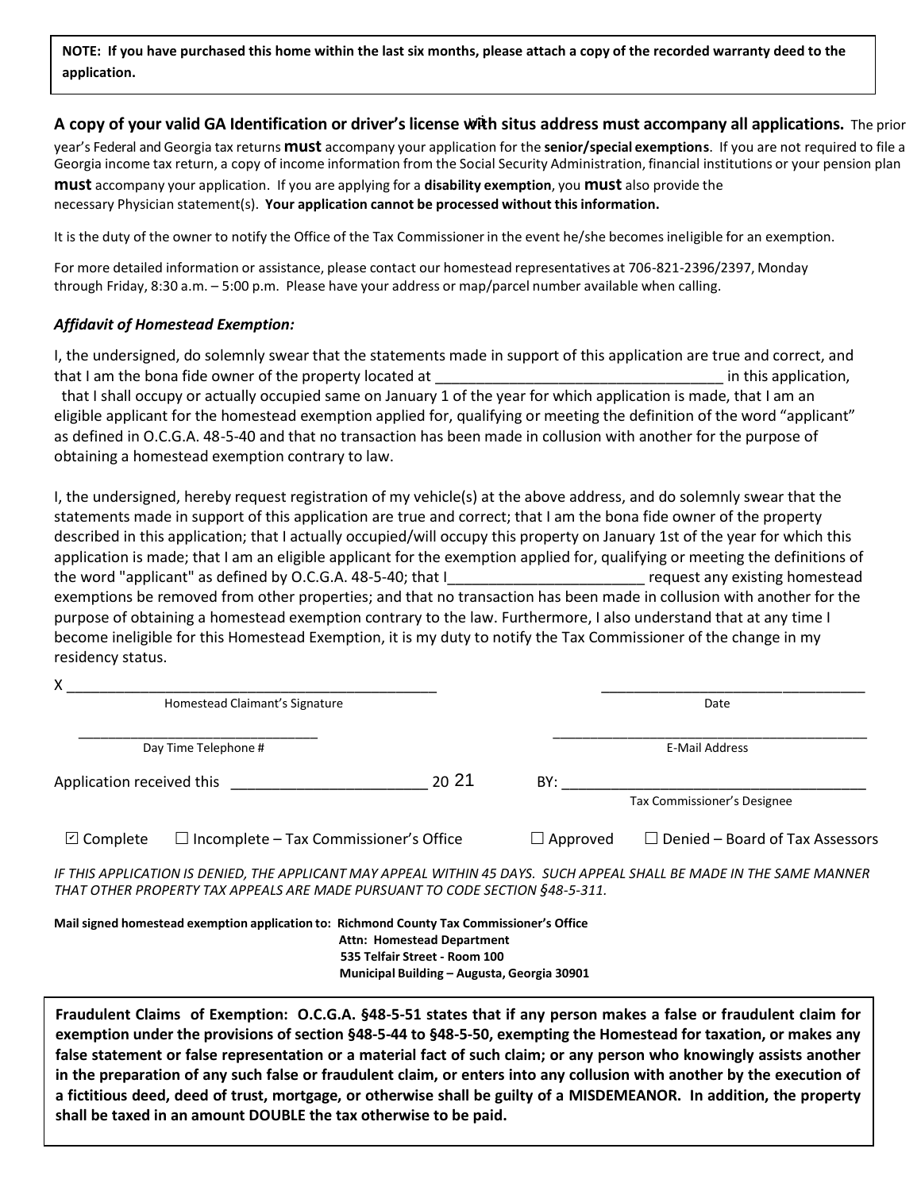**NOTE: If you have purchased this home within the last six months, please attach a copy of the recorded warranty deed to the application.**

**A copy of your valid GA Identification or driver's license with situs address must accompany all applications.** The prior year's Federal and Georgia tax returns **must** accompany your application for the **senior/special exemptions**. If you are not required to file a Georgia income tax return, a copy of income information from the Social Security Administration, financial institutions or your pension plan **must** accompany your application. If you are applying for a **disability exemption**, you **must** also provide the necessary Physician statement(s). **Your application cannot be processed without this information.**

It is the duty of the owner to notify the Office of the Tax Commissioner in the event he/she becomes ineligible for an exemption.

For more detailed information or assistance, please contact our homestead representatives at 706-821-2396/2397, Monday through Friday, 8:30 a.m. – 5:00 p.m. Please have your address or map/parcel number available when calling.

***Affidavit of Homestead Exemption:***

I, the undersigned, do solemnly swear that the statements made in support of this application are true and correct, and that I am the bona fide owner of the property located at ___________________________________ in this application, that I shall occupy or actually occupied same on January 1 of the year for which application is made, that I am an eligible applicant for the homestead exemption applied for, qualifying or meeting the definition of the word "applicant" as defined in O.C.G.A. 48-5-40 and that no transaction has been made in collusion with another for the purpose of obtaining a homestead exemption contrary to law.

I, the undersigned, hereby request registration of my vehicle(s) at the above address, and do solemnly swear that the statements made in support of this application are true and correct; that I am the bona fide owner of the property described in this application; that I actually occupied/will occupy this property on January 1st of the year for which this application is made; that I am an eligible applicant for the exemption applied for, qualifying or meeting the definitions of the word "applicant" as defined by O.C.G.A. 48-5-40; that I________________________ request any existing homestead exemptions be removed from other properties; and that no transaction has been made in collusion with another for the purpose of obtaining a homestead exemption contrary to the law. Furthermore, I also understand that at any time I become ineligible for this Homestead Exemption, it is my duty to notify the Tax Commissioner of the change in my residency status.

X ________________________________________________ Homestead Claimant's Signature

__________________________________ Date

______________________________ Day Time Telephone #

________________________________________ E-Mail Address

Application received this ________________________ 20 21 BY: ______________________________________ Tax Commissioner's Designee

☑ Complete ☐ Incomplete – Tax Commissioner's Office ☐ Approved ☐ Denied – Board of Tax Assessors

*IF THIS APPLICATION IS DENIED, THE APPLICANT MAY APPEAL WITHIN 45 DAYS. SUCH APPEAL SHALL BE MADE IN THE SAME MANNER THAT OTHER PROPERTY TAX APPEALS ARE MADE PURSUANT TO CODE SECTION §48-5-311.*

**Mail signed homestead exemption application to: Richmond County Tax Commissioner's Office**
**Attn: Homestead Department**
**535 Telfair Street - Room 100**
**Municipal Building – Augusta, Georgia 30901**

**Fraudulent Claims of Exemption: O.C.G.A. §48-5-51 states that if any person makes a false or fraudulent claim for exemption under the provisions of section §48-5-44 to §48-5-50, exempting the Homestead for taxation, or makes any false statement or false representation or a material fact of such claim; or any person who knowingly assists another in the preparation of any such false or fraudulent claim, or enters into any collusion with another by the execution of a fictitious deed, deed of trust, mortgage, or otherwise shall be guilty of a MISDEMEANOR. In addition, the property shall be taxed in an amount DOUBLE the tax otherwise to be paid.**